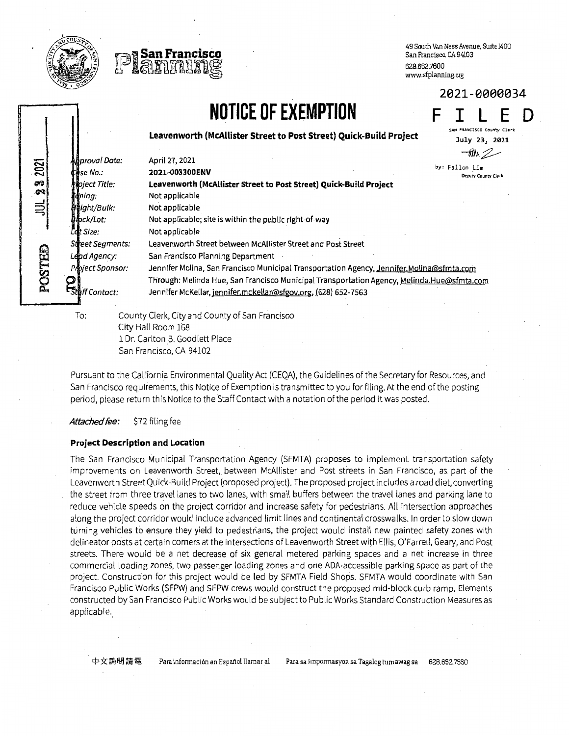San Francisco Planning

49 South Van Ness Avenue, Suite 1400
San Francisco, CA 94103
628.652.7600
www.sfplanning.org

2021-0000034

**FILED**

SAN FRANCISCO County Clerk
July 23, 2021
by: Fallon Lim
Deputy County Clerk

POSTED JUL 23 2021 TO

# NOTICE OF EXEMPTION

**Leavenworth (McAllister Street to Post Street) Quick-Build Project**

| | |
|---|---|
| *Approval Date:* | April 27, 2021 |
| *Case No.:* | **2021-003300ENV** |
| *Project Title:* | **Leavenworth (McAllister Street to Post Street) Quick-Build Project** |
| *Zoning:* | Not applicable |
| *Height/Bulk:* | Not applicable |
| *Block/Lot:* | Not applicable; site is within the public right-of-way |
| *Lot Size:* | Not applicable |
| *Street Segments:* | Leavenworth Street between McAllister Street and Post Street |
| *Lead Agency:* | San Francisco Planning Department |
| *Project Sponsor:* | Jennifer Molina, San Francisco Municipal Transportation Agency, Jennifer.Molina@sfmta.com<br>Through: Melinda Hue, San Francisco Municipal Transportation Agency, Melinda.Hue@sfmta.com |
| *Staff Contact:* | Jennifer McKellar, jennifer.mckellar@sfgov.org, (628) 652-7563 |

To: County Clerk, City and County of San Francisco
City Hall Room 168
1 Dr. Carlton B. Goodlett Place
San Francisco, CA 94102

Pursuant to the California Environmental Quality Act (CEQA), the Guidelines of the Secretary for Resources, and San Francisco requirements, this Notice of Exemption is transmitted to you for filing. At the end of the posting period, please return this Notice to the Staff Contact with a notation of the period it was posted.

*Attached fee:* $72 filing fee

### Project Description and Location

The San Francisco Municipal Transportation Agency (SFMTA) proposes to implement transportation safety improvements on Leavenworth Street, between McAllister and Post streets in San Francisco, as part of the Leavenworth Street Quick-Build Project (proposed project). The proposed project includes a road diet, converting the street from three travel lanes to two lanes, with small buffers between the travel lanes and parking lane to reduce vehicle speeds on the project corridor and increase safety for pedestrians. All intersection approaches along the project corridor would include advanced limit lines and continental crosswalks. In order to slow down turning vehicles to ensure they yield to pedestrians, the project would install new painted safety zones with delineator posts at certain corners at the intersections of Leavenworth Street with Ellis, O'Farrell, Geary, and Post streets. There would be a net decrease of six general metered parking spaces and a net increase in three commercial loading zones, two passenger loading zones and one ADA-accessible parking space as part of the project. Construction for this project would be led by SFMTA Field Shops. SFMTA would coordinate with San Francisco Public Works (SFPW) and SFPW crews would construct the proposed mid-block curb ramp. Elements constructed by San Francisco Public Works would be subject to Public Works Standard Construction Measures as applicable.

中文詢問請電 Para información en Español llamar al Para sa impormasyon sa Tagalog tumawag sa 628.652.7550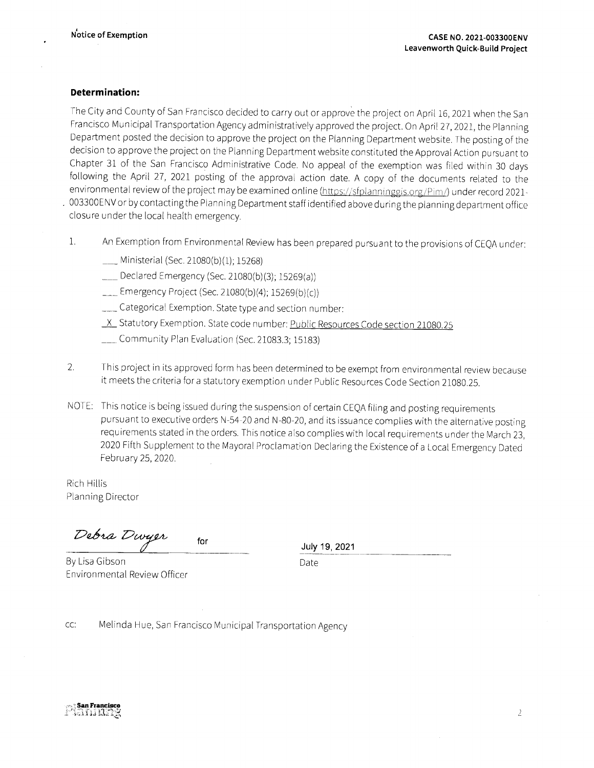## Determination:

The City and County of San Francisco decided to carry out or approve the project on April 16, 2021 when the San Francisco Municipal Transportation Agency administratively approved the project. On April 27, 2021, the Planning Department posted the decision to approve the project on the Planning Department website. The posting of the decision to approve the project on the Planning Department website constituted the Approval Action pursuant to Chapter 31 of the San Francisco Administrative Code. No appeal of the exemption was filed within 30 days following the April 27, 2021 posting of the approval action date. A copy of the documents related to the environmental review of the project may be examined online (https://sfplanninggis.org/Pim/) under record 2021-003300ENV or by contacting the Planning Department staff identified above during the planning department office closure under the local health emergency.

1. An Exemption from Environmental Review has been prepared pursuant to the provisions of CEQA under:
   - ___ Ministerial (Sec. 21080(b)(1); 15268)
   - ___ Declared Emergency (Sec. 21080(b)(3); 15269(a))
   - ___ Emergency Project (Sec. 21080(b)(4); 15269(b)(c))
   - ___ Categorical Exemption. State type and section number:
   - _X_ Statutory Exemption. State code number: Public Resources Code section 21080.25
   - ___ Community Plan Evaluation (Sec. 21083.3; 15183)

2. This project in its approved form has been determined to be exempt from environmental review because it meets the criteria for a statutory exemption under Public Resources Code Section 21080.25.

NOTE: This notice is being issued during the suspension of certain CEQA filing and posting requirements pursuant to executive orders N-54-20 and N-80-20, and its issuance complies with the alternative posting requirements stated in the orders. This notice also complies with local requirements under the March 23, 2020 Fifth Supplement to the Mayoral Proclamation Declaring the Existence of a Local Emergency Dated February 25, 2020.

Rich Hillis
Planning Director

*Debra Dwyer* for

By Lisa Gibson
Environmental Review Officer

July 19, 2021
Date

cc: Melinda Hue, San Francisco Municipal Transportation Agency